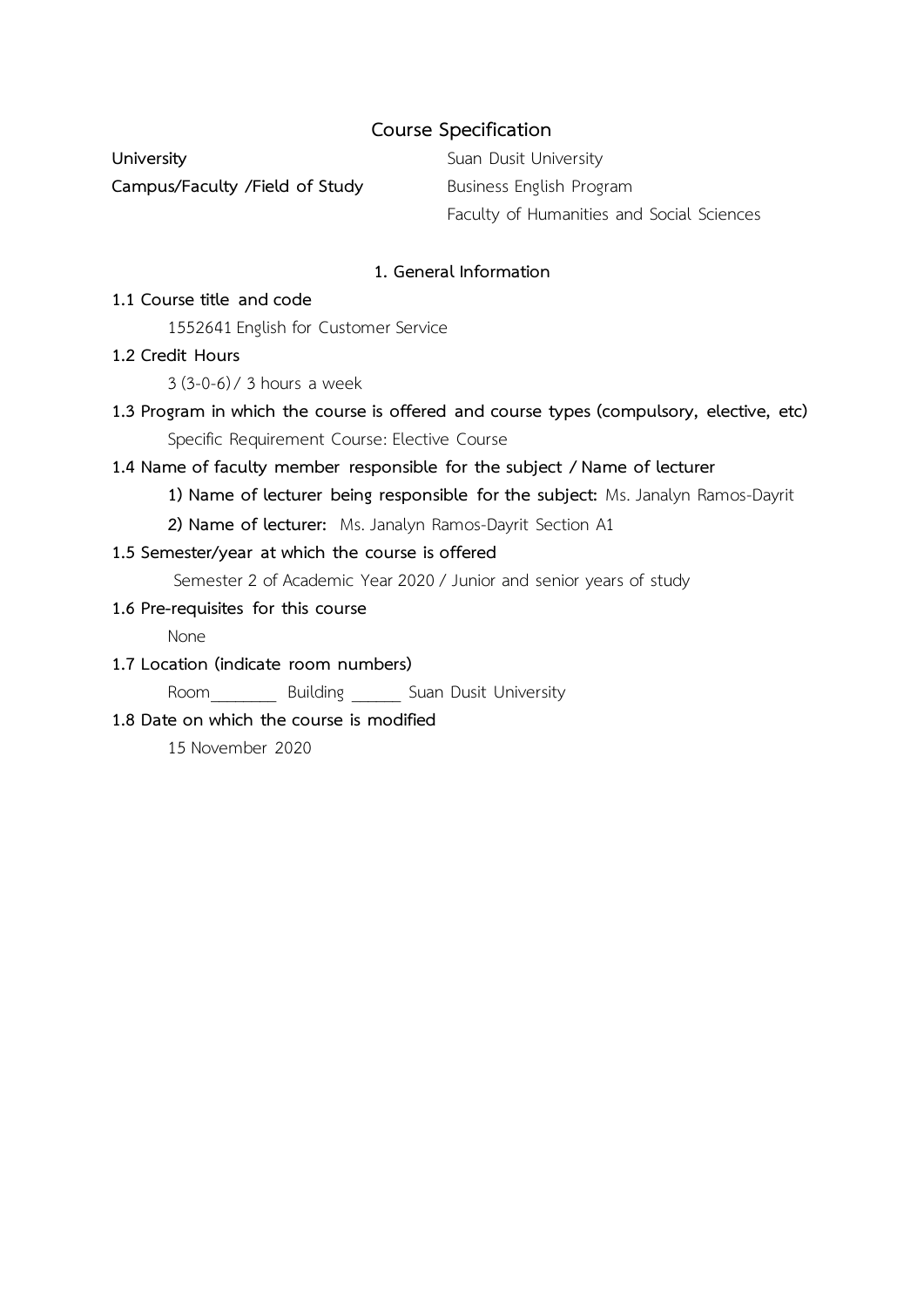# Course Specification

**University** Suan Dusit University

**Campus/Faculty /Field of Study** Business English Program
Faculty of Humanities and Social Sciences

## 1. General Information

**1.1 Course title and code**

1552641 English for Customer Service

**1.2 Credit Hours**

3 (3-0-6) / 3 hours a week

**1.3 Program in which the course is offered and course types (compulsory, elective, etc)**

Specific Requirement Course: Elective Course

**1.4 Name of faculty member responsible for the subject / Name of lecturer**

**1) Name of lecturer being responsible for the subject:** Ms. Janalyn Ramos-Dayrit

**2) Name of lecturer:** Ms. Janalyn Ramos-Dayrit Section A1

**1.5 Semester/year at which the course is offered**

Semester 2 of Academic Year 2020 / Junior and senior years of study

**1.6 Pre-requisites for this course**

None

**1.7 Location (indicate room numbers)**

Room________ Building ______ Suan Dusit University

**1.8 Date on which the course is modified**

15 November 2020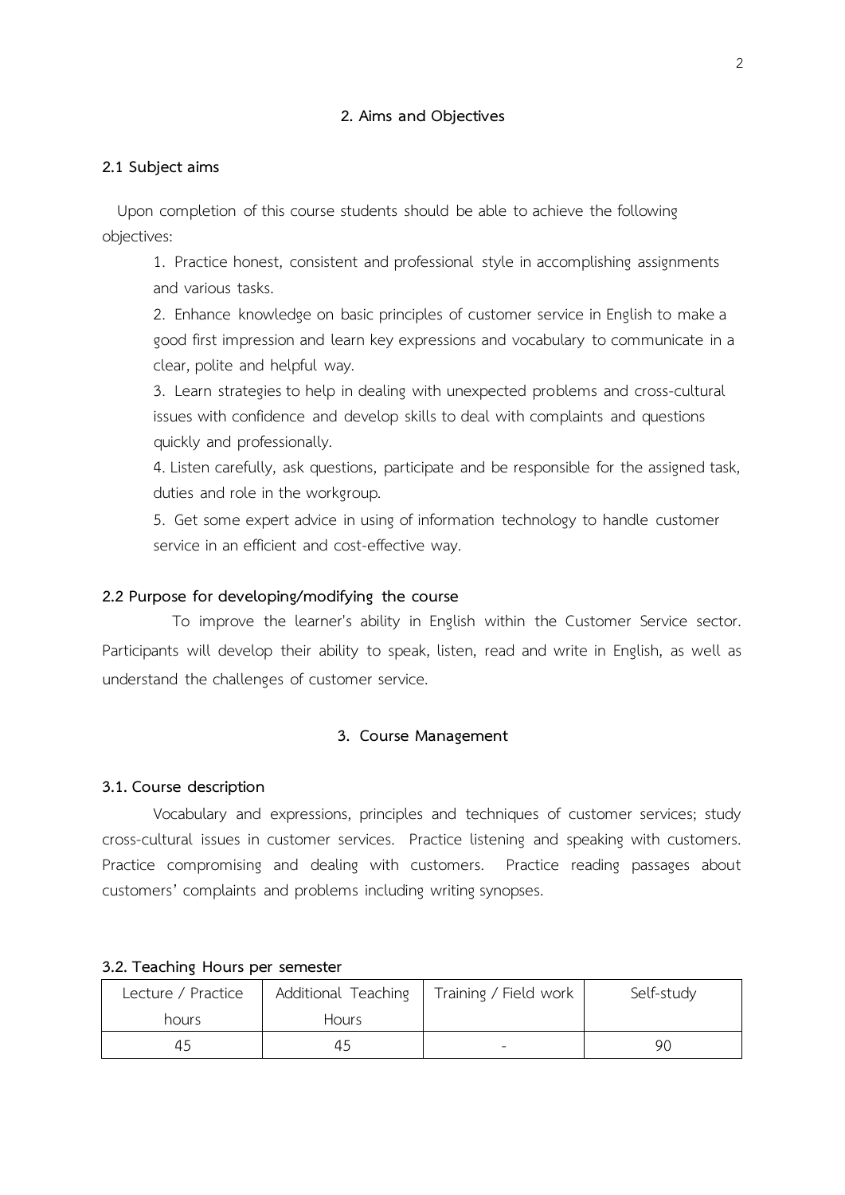## 2. Aims and Objectives

### 2.1 Subject aims

Upon completion of this course students should be able to achieve the following objectives:

1. Practice honest, consistent and professional style in accomplishing assignments and various tasks.
2. Enhance knowledge on basic principles of customer service in English to make a good first impression and learn key expressions and vocabulary to communicate in a clear, polite and helpful way.
3. Learn strategies to help in dealing with unexpected problems and cross-cultural issues with confidence and develop skills to deal with complaints and questions quickly and professionally.
4. Listen carefully, ask questions, participate and be responsible for the assigned task, duties and role in the workgroup.
5. Get some expert advice in using of information technology to handle customer service in an efficient and cost-effective way.

### 2.2 Purpose for developing/modifying the course

To improve the learner's ability in English within the Customer Service sector. Participants will develop their ability to speak, listen, read and write in English, as well as understand the challenges of customer service.

## 3. Course Management

### 3.1. Course description

Vocabulary and expressions, principles and techniques of customer services; study cross-cultural issues in customer services. Practice listening and speaking with customers. Practice compromising and dealing with customers. Practice reading passages about customers' complaints and problems including writing synopses.

### 3.2. Teaching Hours per semester

| Lecture / Practice hours | Additional Teaching Hours | Training / Field work | Self-study |
|---|---|---|---|
| 45 | 45 | - | 90 |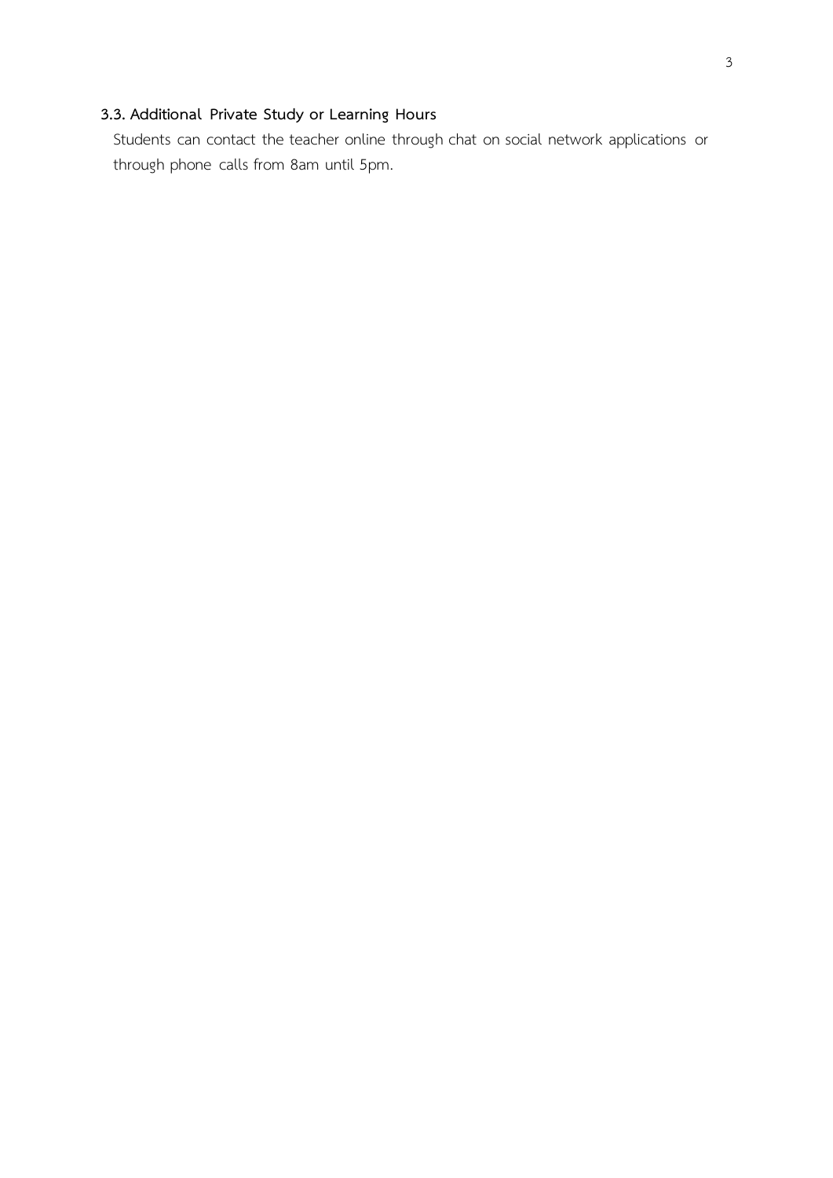### 3.3. Additional Private Study or Learning Hours

Students can contact the teacher online through chat on social network applications or through phone calls from 8am until 5pm.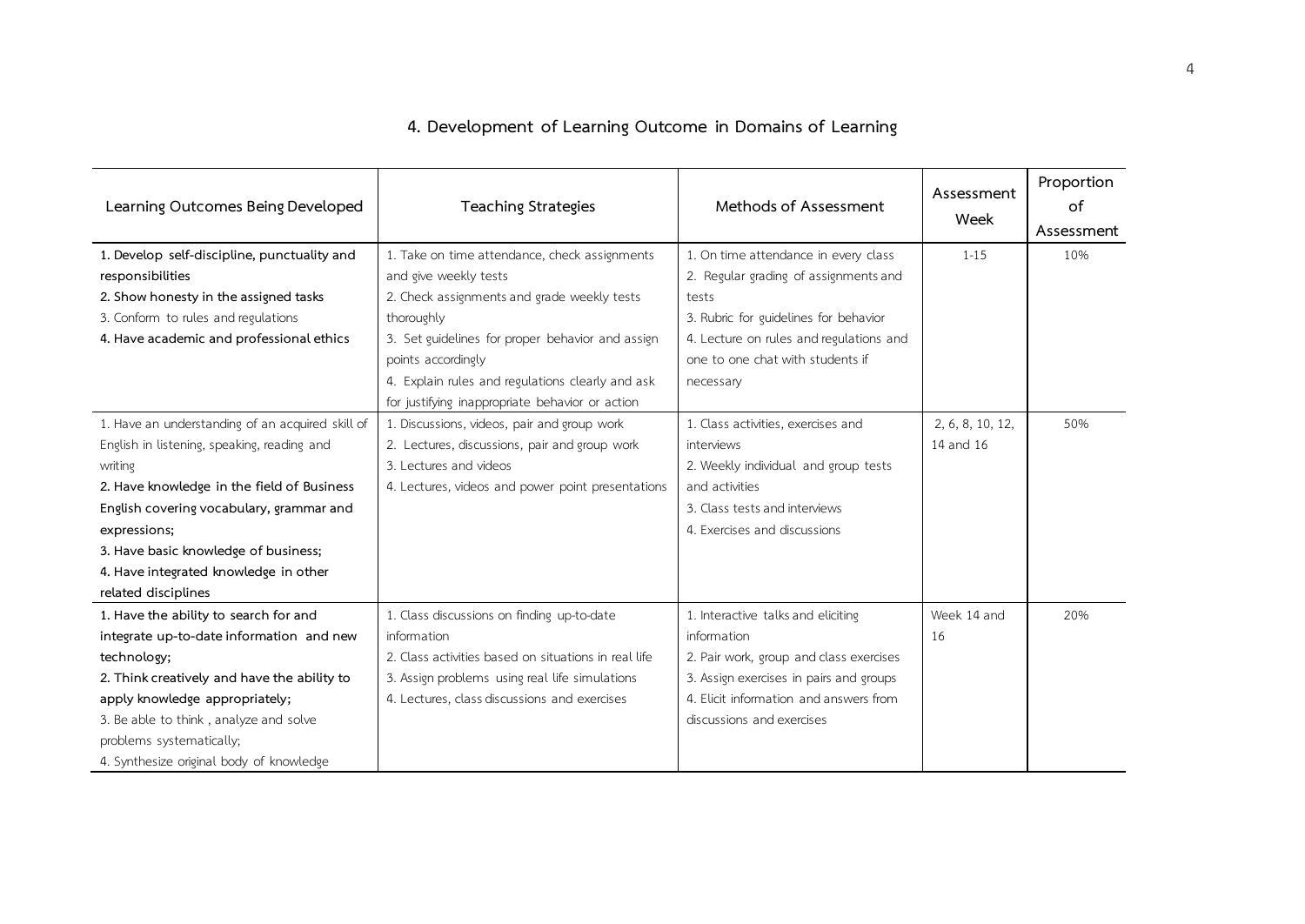## 4. Development of Learning Outcome in Domains of Learning

| Learning Outcomes Being Developed | Teaching Strategies | Methods of Assessment | Assessment Week | Proportion of Assessment |
|---|---|---|---|---|
| **1. Develop self-discipline, punctuality and responsibilities**<br>**2. Show honesty in the assigned tasks**<br>3. Conform to rules and regulations<br>**4. Have academic and professional ethics** | 1. Take on time attendance, check assignments and give weekly tests<br>2. Check assignments and grade weekly tests thoroughly<br>3. Set guidelines for proper behavior and assign points accordingly<br>4. Explain rules and regulations clearly and ask for justifying inappropriate behavior or action | 1. On time attendance in every class<br>2. Regular grading of assignments and tests<br>3. Rubric for guidelines for behavior<br>4. Lecture on rules and regulations and one to one chat with students if necessary | 1-15 | 10% |
| 1. Have an understanding of an acquired skill of English in listening, speaking, reading and writing<br>**2. Have knowledge in the field of Business English covering vocabulary, grammar and expressions;**<br>**3. Have basic knowledge of business;**<br>**4. Have integrated knowledge in other related disciplines** | 1. Discussions, videos, pair and group work<br>2. Lectures, discussions, pair and group work<br>3. Lectures and videos<br>4. Lectures, videos and power point presentations | 1. Class activities, exercises and interviews<br>2. Weekly individual and group tests and activities<br>3. Class tests and interviews<br>4. Exercises and discussions | 2, 6, 8, 10, 12, 14 and 16 | 50% |
| **1. Have the ability to search for and integrate up-to-date information and new technology;**<br>**2. Think creatively and have the ability to apply knowledge appropriately;**<br>3. Be able to think , analyze and solve problems systematically;<br>4. Synthesize original body of knowledge | 1. Class discussions on finding up-to-date information<br>2. Class activities based on situations in real life<br>3. Assign problems using real life simulations<br>4. Lectures, class discussions and exercises | 1. Interactive talks and eliciting information<br>2. Pair work, group and class exercises<br>3. Assign exercises in pairs and groups<br>4. Elicit information and answers from discussions and exercises | Week 14 and 16 | 20% |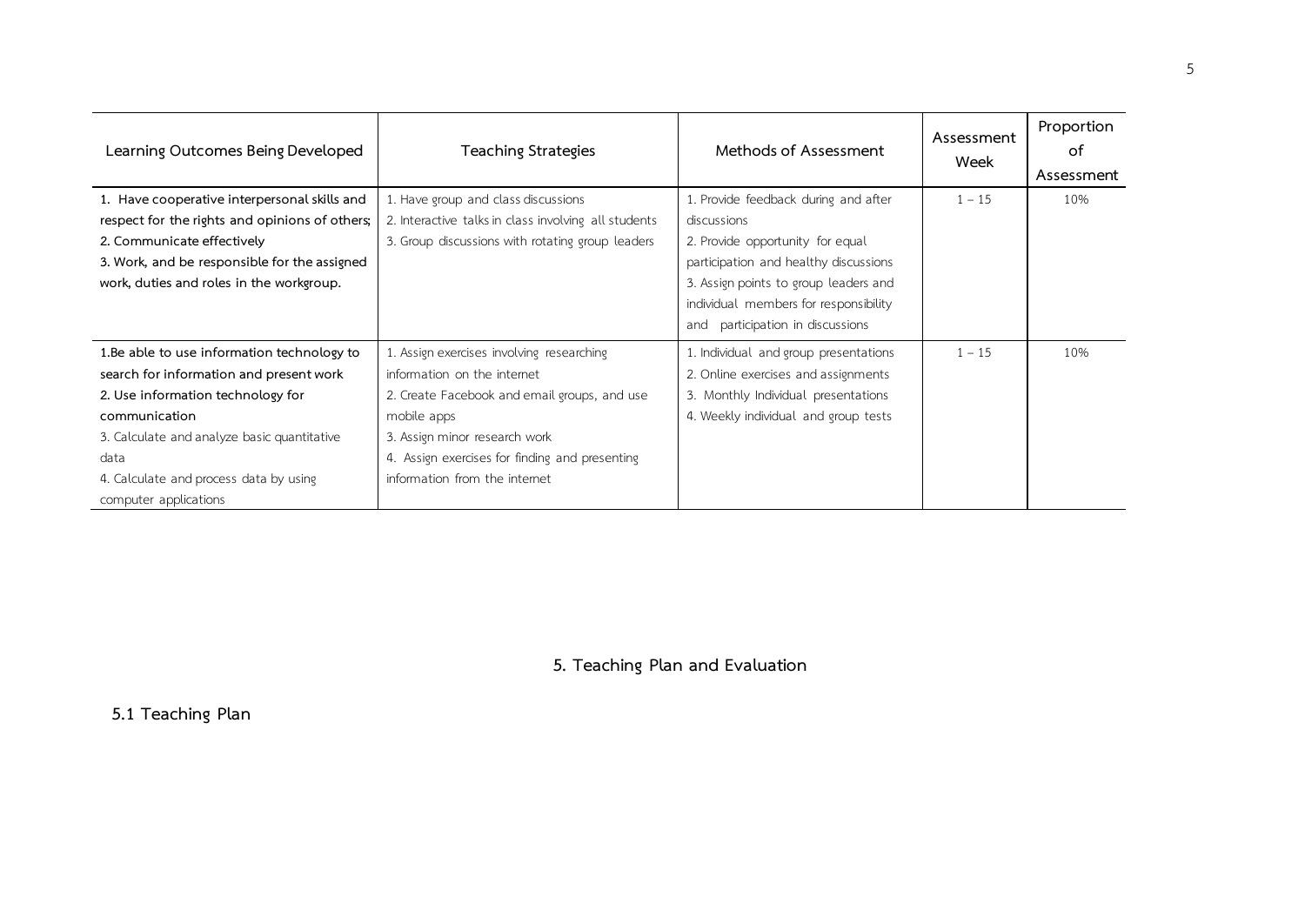| Learning Outcomes Being Developed | Teaching Strategies | Methods of Assessment | Assessment Week | Proportion of Assessment |
|---|---|---|---|---|
| **1. Have cooperative interpersonal skills and respect for the rights and opinions of others;**<br>**2. Communicate effectively**<br>**3. Work, and be responsible for the assigned work, duties and roles in the workgroup.** | 1. Have group and class discussions<br>2. Interactive talks in class involving all students<br>3. Group discussions with rotating group leaders | 1. Provide feedback during and after discussions<br>2. Provide opportunity for equal participation and healthy discussions<br>3. Assign points to group leaders and individual members for responsibility and participation in discussions | 1 – 15 | 10% |
| **1.Be able to use information technology to search for information and present work**<br>**2. Use information technology for communication**<br>3. Calculate and analyze basic quantitative data<br>4. Calculate and process data by using computer applications | 1. Assign exercises involving researching information on the internet<br>2. Create Facebook and email groups, and use mobile apps<br>3. Assign minor research work<br>4. Assign exercises for finding and presenting information from the internet | 1. Individual and group presentations<br>2. Online exercises and assignments<br>3. Monthly Individual presentations<br>4. Weekly individual and group tests | 1 – 15 | 10% |

## 5. Teaching Plan and Evaluation

### 5.1 Teaching Plan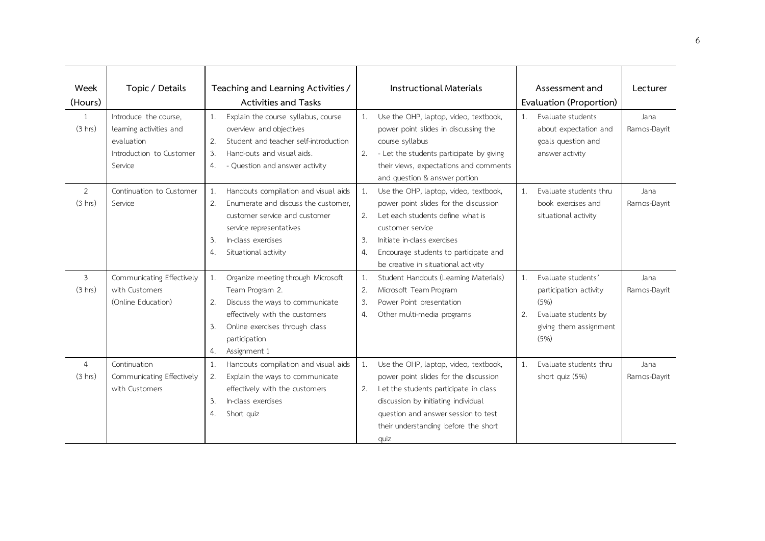| Week (Hours) | Topic / Details | Teaching and Learning Activities / Activities and Tasks | Instructional Materials | Assessment and Evaluation (Proportion) | Lecturer |
|---|---|---|---|---|---|
| 1 (3 hrs) | Introduce the course, learning activities and evaluation Introduction to Customer Service | 1. Explain the course syllabus, course overview and objectives<br>2. Student and teacher self-introduction<br>3. Hand-outs and visual aids.<br>4. - Question and answer activity | 1. Use the OHP, laptop, video, textbook, power point slides in discussing the course syllabus<br>2. - Let the students participate by giving their views, expectations and comments and question & answer portion | 1. Evaluate students about expectation and goals question and answer activity | Jana Ramos-Dayrit |
| 2 (3 hrs) | Continuation to Customer Service | 1. Handouts compilation and visual aids<br>2. Enumerate and discuss the customer, customer service and customer service representatives<br>3. In-class exercises<br>4. Situational activity | 1. Use the OHP, laptop, video, textbook, power point slides for the discussion<br>2. Let each students define what is customer service<br>3. Initiate in-class exercises<br>4. Encourage students to participate and be creative in situational activity | 1. Evaluate students thru book exercises and situational activity | Jana Ramos-Dayrit |
| 3 (3 hrs) | Communicating Effectively with Customers (Online Education) | 1. Organize meeting through Microsoft Team Program 2.<br>2. Discuss the ways to communicate effectively with the customers<br>3. Online exercises through class participation<br>4. Assignment 1 | 1. Student Handouts (Learning Materials)<br>2. Microsoft Team Program<br>3. Power Point presentation<br>4. Other multi-media programs | 1. Evaluate students' participation activity (5%)<br>2. Evaluate students by giving them assignment (5%) | Jana Ramos-Dayrit |
| 4 (3 hrs) | Continuation Communicating Effectively with Customers | 1. Handouts compilation and visual aids<br>2. Explain the ways to communicate effectively with the customers<br>3. In-class exercises<br>4. Short quiz | 1. Use the OHP, laptop, video, textbook, power point slides for the discussion<br>2. Let the students participate in class discussion by initiating individual question and answer session to test their understanding before the short quiz | 1. Evaluate students thru short quiz (5%) | Jana Ramos-Dayrit |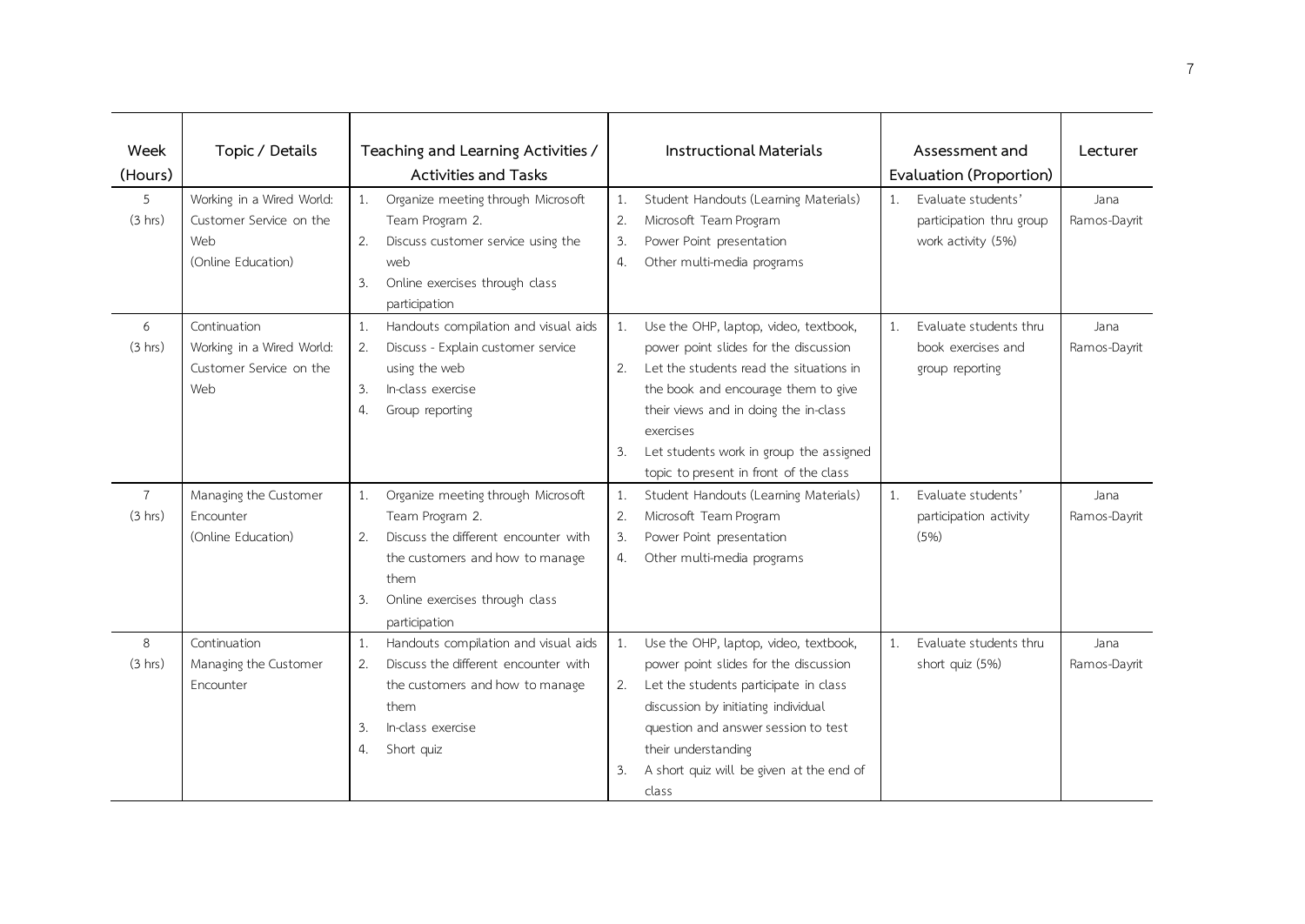| Week (Hours) | Topic / Details | Teaching and Learning Activities / Activities and Tasks | Instructional Materials | Assessment and Evaluation (Proportion) | Lecturer |
|---|---|---|---|---|---|
| 5 (3 hrs) | Working in a Wired World: Customer Service on the Web (Online Education) | 1. Organize meeting through Microsoft Team Program 2.<br>2. Discuss customer service using the web<br>3. Online exercises through class participation | 1. Student Handouts (Learning Materials)<br>2. Microsoft Team Program<br>3. Power Point presentation<br>4. Other multi-media programs | 1. Evaluate students' participation thru group work activity (5%) | Jana Ramos-Dayrit |
| 6 (3 hrs) | Continuation Working in a Wired World: Customer Service on the Web | 1. Handouts compilation and visual aids<br>2. Discuss - Explain customer service using the web<br>3. In-class exercise<br>4. Group reporting | 1. Use the OHP, laptop, video, textbook, power point slides for the discussion<br>2. Let the students read the situations in the book and encourage them to give their views and in doing the in-class exercises<br>3. Let students work in group the assigned topic to present in front of the class | 1. Evaluate students thru book exercises and group reporting | Jana Ramos-Dayrit |
| 7 (3 hrs) | Managing the Customer Encounter (Online Education) | 1. Organize meeting through Microsoft Team Program 2.<br>2. Discuss the different encounter with the customers and how to manage them<br>3. Online exercises through class participation | 1. Student Handouts (Learning Materials)<br>2. Microsoft Team Program<br>3. Power Point presentation<br>4. Other multi-media programs | 1. Evaluate students' participation activity (5%) | Jana Ramos-Dayrit |
| 8 (3 hrs) | Continuation Managing the Customer Encounter | 1. Handouts compilation and visual aids<br>2. Discuss the different encounter with the customers and how to manage them<br>3. In-class exercise<br>4. Short quiz | 1. Use the OHP, laptop, video, textbook, power point slides for the discussion<br>2. Let the students participate in class discussion by initiating individual question and answer session to test their understanding<br>3. A short quiz will be given at the end of class | 1. Evaluate students thru short quiz (5%) | Jana Ramos-Dayrit |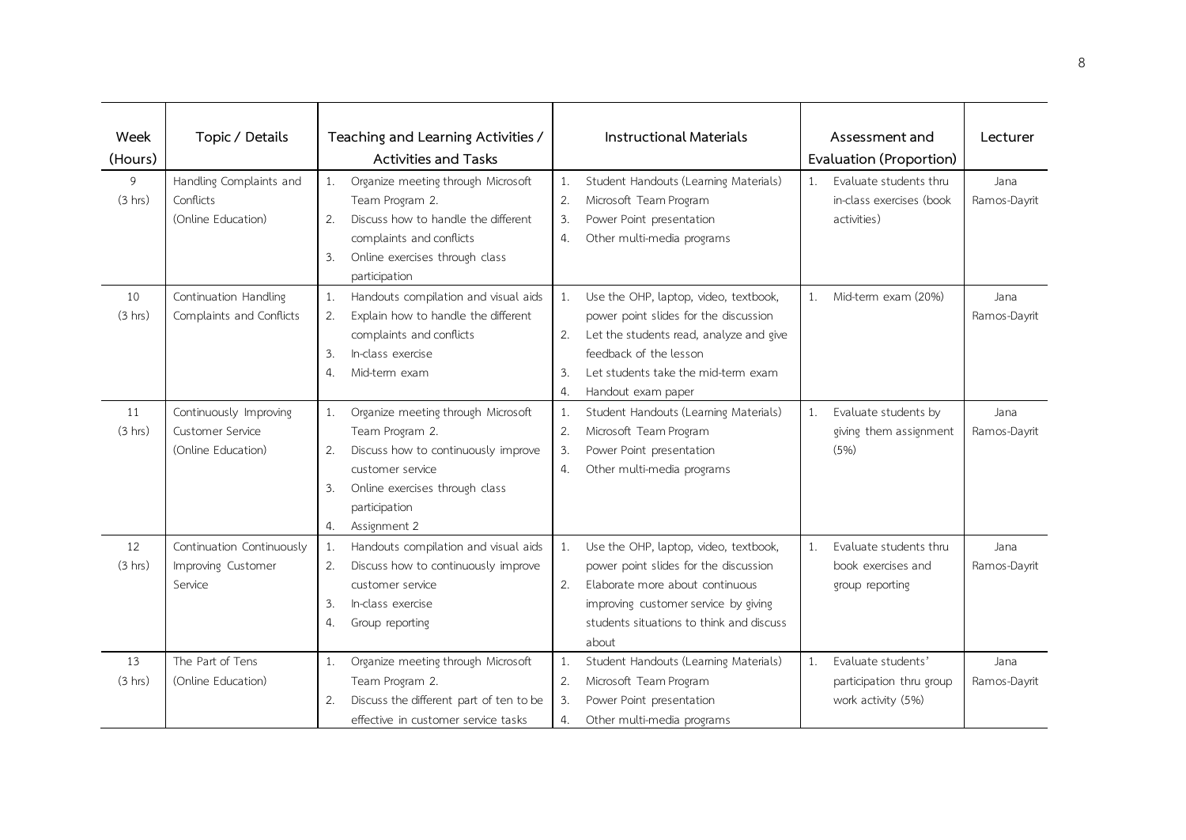| Week (Hours) | Topic / Details | Teaching and Learning Activities / Activities and Tasks | Instructional Materials | Assessment and Evaluation (Proportion) | Lecturer |
|---|---|---|---|---|---|
| 9 (3 hrs) | Handling Complaints and Conflicts (Online Education) | 1. Organize meeting through Microsoft Team Program 2.<br>2. Discuss how to handle the different complaints and conflicts<br>3. Online exercises through class participation | 1. Student Handouts (Learning Materials)<br>2. Microsoft Team Program<br>3. Power Point presentation<br>4. Other multi-media programs | 1. Evaluate students thru in-class exercises (book activities) | Jana Ramos-Dayrit |
| 10 (3 hrs) | Continuation Handling Complaints and Conflicts | 1. Handouts compilation and visual aids<br>2. Explain how to handle the different complaints and conflicts<br>3. In-class exercise<br>4. Mid-term exam | 1. Use the OHP, laptop, video, textbook, power point slides for the discussion<br>2. Let the students read, analyze and give feedback of the lesson<br>3. Let students take the mid-term exam<br>4. Handout exam paper | 1. Mid-term exam (20%) | Jana Ramos-Dayrit |
| 11 (3 hrs) | Continuously Improving Customer Service (Online Education) | 1. Organize meeting through Microsoft Team Program 2.<br>2. Discuss how to continuously improve customer service<br>3. Online exercises through class participation<br>4. Assignment 2 | 1. Student Handouts (Learning Materials)<br>2. Microsoft Team Program<br>3. Power Point presentation<br>4. Other multi-media programs | 1. Evaluate students by giving them assignment (5%) | Jana Ramos-Dayrit |
| 12 (3 hrs) | Continuation Continuously Improving Customer Service | 1. Handouts compilation and visual aids<br>2. Discuss how to continuously improve customer service<br>3. In-class exercise<br>4. Group reporting | 1. Use the OHP, laptop, video, textbook, power point slides for the discussion<br>2. Elaborate more about continuous improving customer service by giving students situations to think and discuss about | 1. Evaluate students thru book exercises and group reporting | Jana Ramos-Dayrit |
| 13 (3 hrs) | The Part of Tens (Online Education) | 1. Organize meeting through Microsoft Team Program 2.<br>2. Discuss the different part of ten to be effective in customer service tasks | 1. Student Handouts (Learning Materials)<br>2. Microsoft Team Program<br>3. Power Point presentation<br>4. Other multi-media programs | 1. Evaluate students' participation thru group work activity (5%) | Jana Ramos-Dayrit |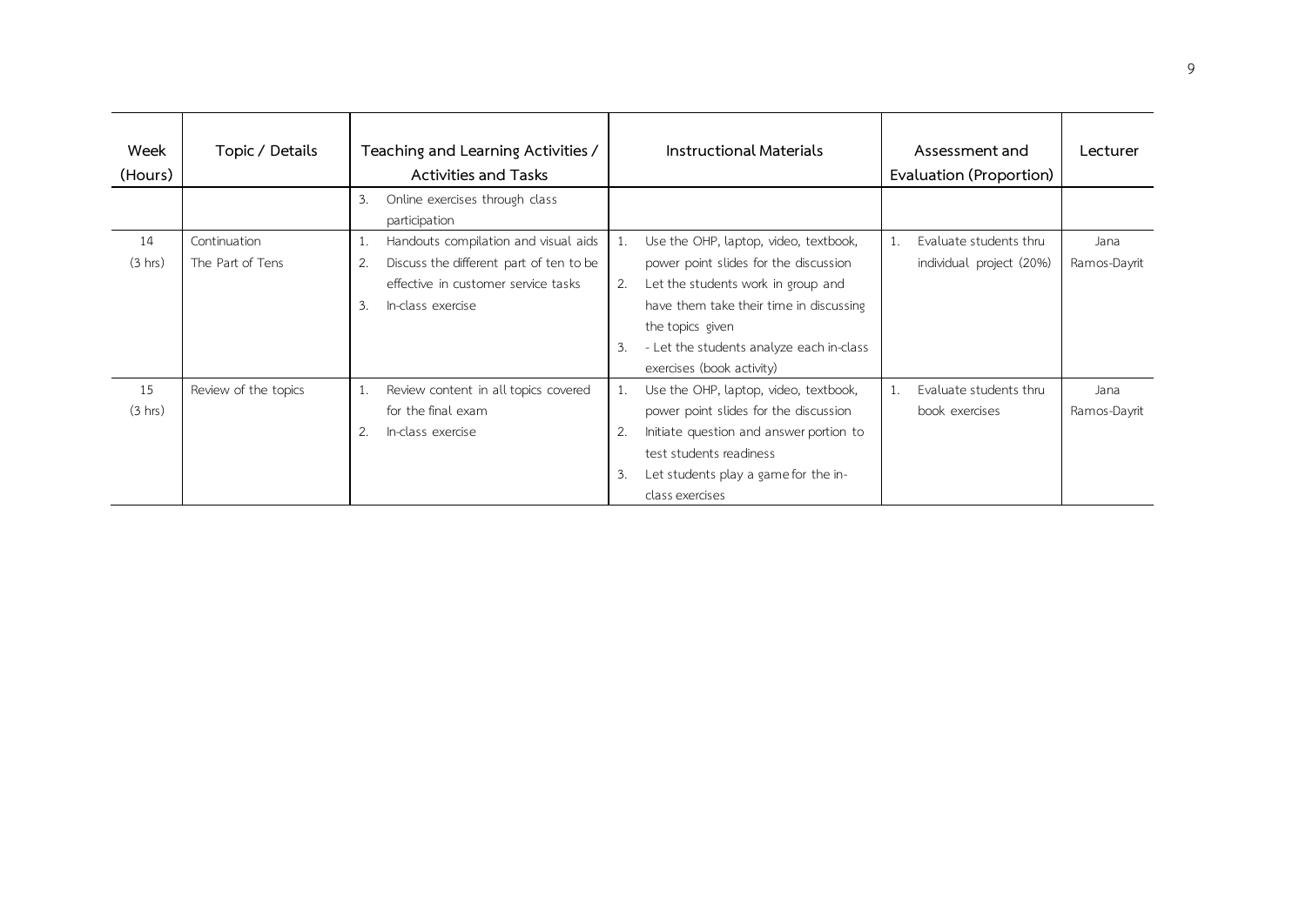| Week (Hours) | Topic / Details | Teaching and Learning Activities / Activities and Tasks | Instructional Materials | Assessment and Evaluation (Proportion) | Lecturer |
|---|---|---|---|---|---|
| | | 3. Online exercises through class participation | | | |
| 14 (3 hrs) | Continuation The Part of Tens | 1. Handouts compilation and visual aids<br>2. Discuss the different part of ten to be effective in customer service tasks<br>3. In-class exercise | 1. Use the OHP, laptop, video, textbook, power point slides for the discussion<br>2. Let the students work in group and have them take their time in discussing the topics given<br>3. - Let the students analyze each in-class exercises (book activity) | 1. Evaluate students thru individual project (20%) | Jana Ramos-Dayrit |
| 15 (3 hrs) | Review of the topics | 1. Review content in all topics covered for the final exam<br>2. In-class exercise | 1. Use the OHP, laptop, video, textbook, power point slides for the discussion<br>2. Initiate question and answer portion to test students readiness<br>3. Let students play a game for the in-class exercises | 1. Evaluate students thru book exercises | Jana Ramos-Dayrit |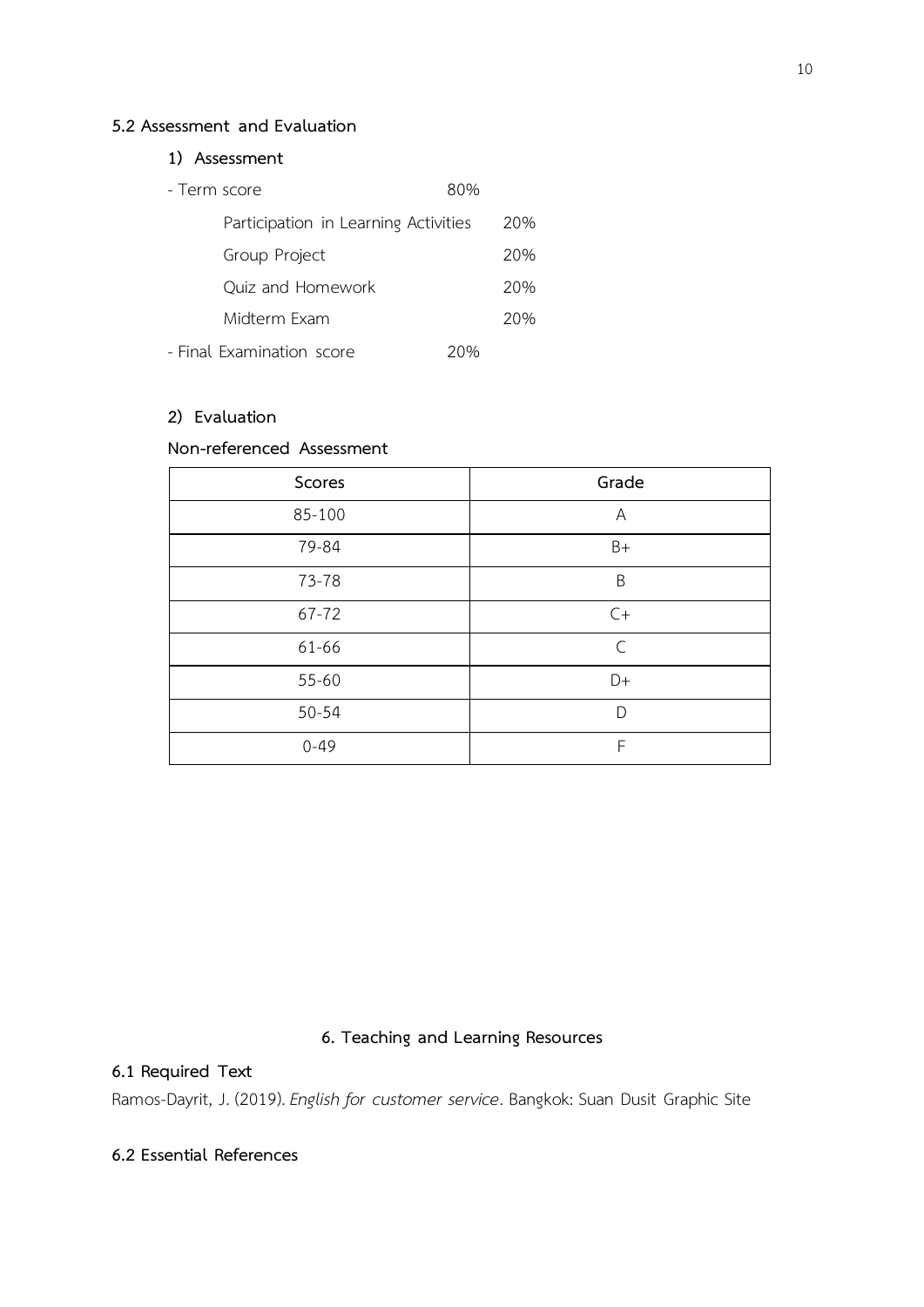### 5.2 Assessment and Evaluation

#### 1) Assessment

- Term score 80%
  - Participation in Learning Activities 20%
  - Group Project 20%
  - Quiz and Homework 20%
  - Midterm Exam 20%
- Final Examination score 20%

#### 2) Evaluation

**Non-referenced Assessment**

| Scores | Grade |
|---|---|
| 85-100 | A |
| 79-84 | B+ |
| 73-78 | B |
| 67-72 | C+ |
| 61-66 | C |
| 55-60 | D+ |
| 50-54 | D |
| 0-49 | F |

## 6. Teaching and Learning Resources

### 6.1 Required Text

Ramos-Dayrit, J. (2019). *English for customer service*. Bangkok: Suan Dusit Graphic Site

### 6.2 Essential References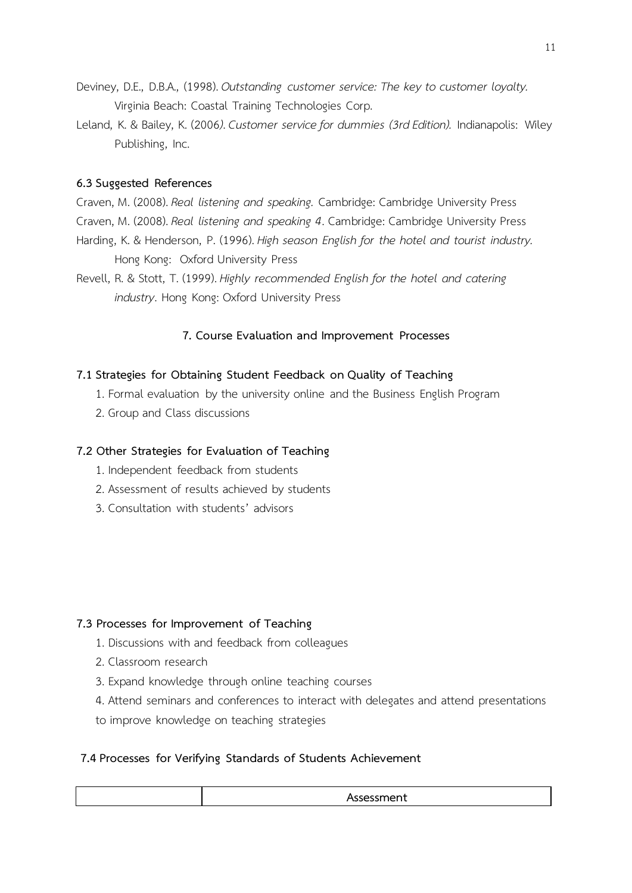Deviney, D.E., D.B.A., (1998). *Outstanding customer service: The key to customer loyalty.* Virginia Beach: Coastal Training Technologies Corp.

Leland, K. & Bailey, K. (2006*). Customer service for dummies (3rd Edition).* Indianapolis: Wiley Publishing, Inc.

### 6.3 Suggested References

Craven, M. (2008). *Real listening and speaking.* Cambridge: Cambridge University Press

Craven, M. (2008). *Real listening and speaking 4*. Cambridge: Cambridge University Press

Harding, K. & Henderson, P. (1996). *High season English for the hotel and tourist industry.* Hong Kong: Oxford University Press

Revell, R. & Stott, T. (1999). *Highly recommended English for the hotel and catering industry*. Hong Kong: Oxford University Press

## 7. Course Evaluation and Improvement Processes

### 7.1 Strategies for Obtaining Student Feedback on Quality of Teaching

1. Formal evaluation by the university online and the Business English Program
2. Group and Class discussions

### 7.2 Other Strategies for Evaluation of Teaching

1. Independent feedback from students
2. Assessment of results achieved by students
3. Consultation with students' advisors

### 7.3 Processes for Improvement of Teaching

1. Discussions with and feedback from colleagues
2. Classroom research
3. Expand knowledge through online teaching courses
4. Attend seminars and conferences to interact with delegates and attend presentations to improve knowledge on teaching strategies

### 7.4 Processes for Verifying Standards of Students Achievement

| | Assessment |
|---|---|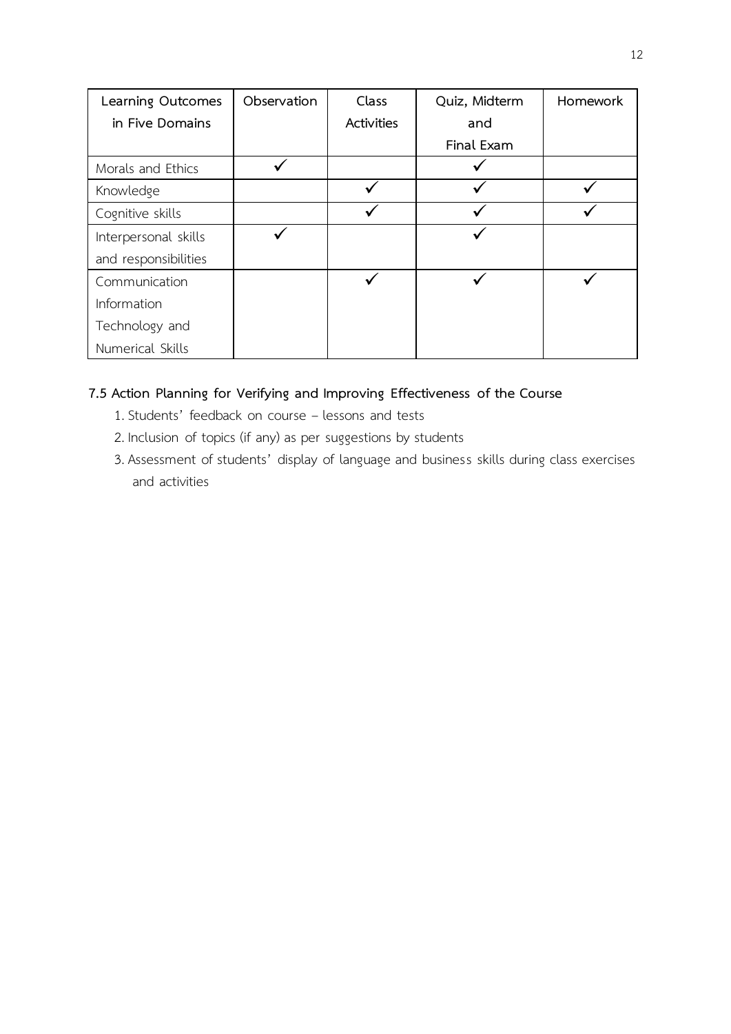| Learning Outcomes in Five Domains | Observation | Class Activities | Quiz, Midterm and Final Exam | Homework |
|---|---|---|---|---|
| Morals and Ethics | ✓ | | ✓ | |
| Knowledge | | ✓ | ✓ | ✓ |
| Cognitive skills | | ✓ | ✓ | ✓ |
| Interpersonal skills and responsibilities | ✓ | | ✓ | |
| Communication Information Technology and Numerical Skills | | ✓ | ✓ | ✓ |

### 7.5 Action Planning for Verifying and Improving Effectiveness of the Course

1. Students' feedback on course – lessons and tests
2. Inclusion of topics (if any) as per suggestions by students
3. Assessment of students' display of language and business skills during class exercises and activities